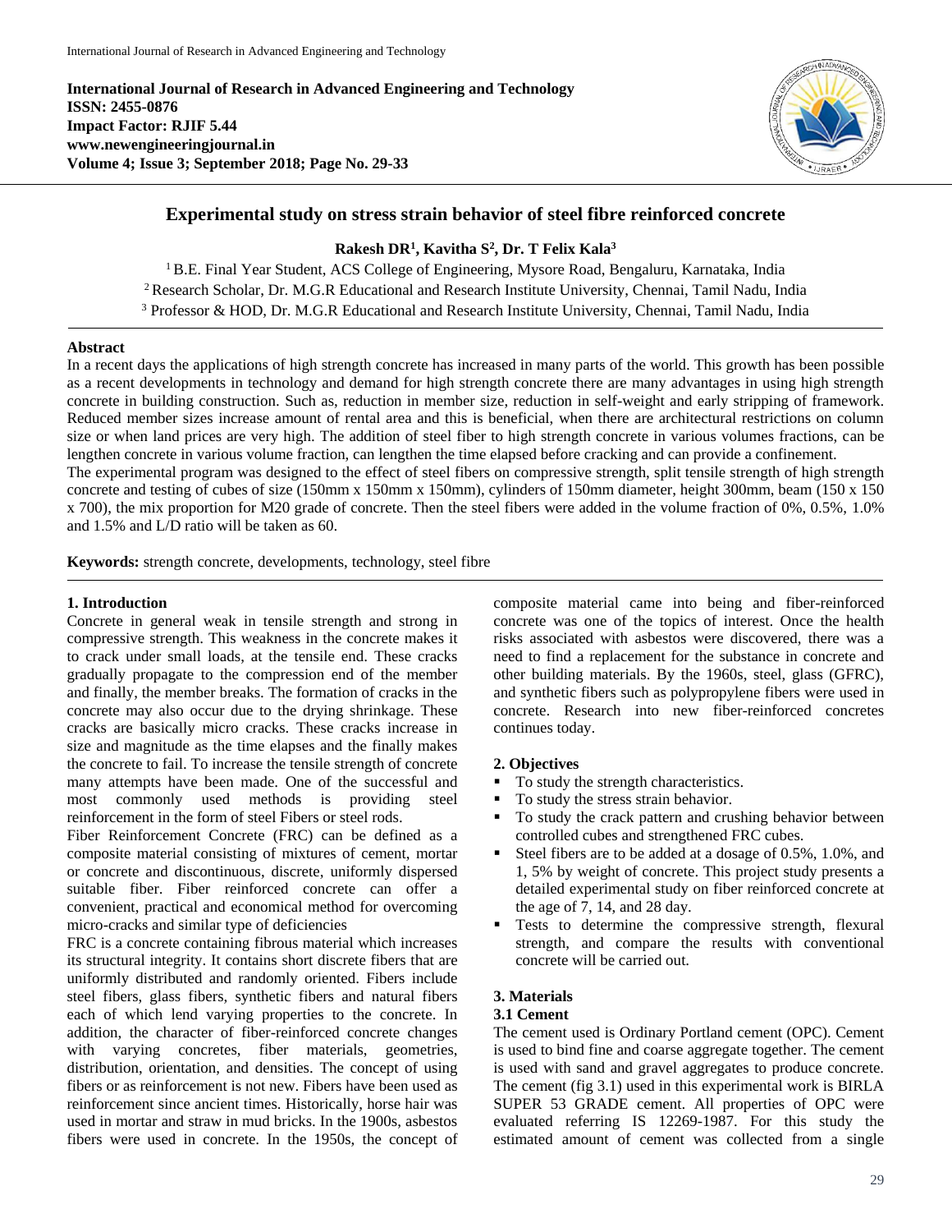**International Journal of Research in Advanced Engineering and Technology**
**ISSN: 2455-0876**
**Impact Factor: RJIF 5.44**
**www.newengineeringjournal.in**
**Volume 4; Issue 3; September 2018; Page No. 29-33**

# Experimental study on stress strain behavior of steel fibre reinforced concrete

**Rakesh DR[1], Kavitha S[2], Dr. T Felix Kala[3]**

[1] B.E. Final Year Student, ACS College of Engineering, Mysore Road, Bengaluru, Karnataka, India
[2] Research Scholar, Dr. M.G.R Educational and Research Institute University, Chennai, Tamil Nadu, India
[3] Professor & HOD, Dr. M.G.R Educational and Research Institute University, Chennai, Tamil Nadu, India

## Abstract

In a recent days the applications of high strength concrete has increased in many parts of the world. This growth has been possible as a recent developments in technology and demand for high strength concrete there are many advantages in using high strength concrete in building construction. Such as, reduction in member size, reduction in self-weight and early stripping of framework. Reduced member sizes increase amount of rental area and this is beneficial, when there are architectural restrictions on column size or when land prices are very high. The addition of steel fiber to high strength concrete in various volumes fractions, can be lengthen concrete in various volume fraction, can lengthen the time elapsed before cracking and can provide a confinement.

The experimental program was designed to the effect of steel fibers on compressive strength, split tensile strength of high strength concrete and testing of cubes of size (150mm x 150mm x 150mm), cylinders of 150mm diameter, height 300mm, beam (150 x 150 x 700), the mix proportion for M20 grade of concrete. Then the steel fibers were added in the volume fraction of 0%, 0.5%, 1.0% and 1.5% and L/D ratio will be taken as 60.

**Keywords:** strength concrete, developments, technology, steel fibre

## 1. Introduction

Concrete in general weak in tensile strength and strong in compressive strength. This weakness in the concrete makes it to crack under small loads, at the tensile end. These cracks gradually propagate to the compression end of the member and finally, the member breaks. The formation of cracks in the concrete may also occur due to the drying shrinkage. These cracks are basically micro cracks. These cracks increase in size and magnitude as the time elapses and the finally makes the concrete to fail. To increase the tensile strength of concrete many attempts have been made. One of the successful and most commonly used methods is providing steel reinforcement in the form of steel Fibers or steel rods.

Fiber Reinforcement Concrete (FRC) can be defined as a composite material consisting of mixtures of cement, mortar or concrete and discontinuous, discrete, uniformly dispersed suitable fiber. Fiber reinforced concrete can offer a convenient, practical and economical method for overcoming micro-cracks and similar type of deficiencies

FRC is a concrete containing fibrous material which increases its structural integrity. It contains short discrete fibers that are uniformly distributed and randomly oriented. Fibers include steel fibers, glass fibers, synthetic fibers and natural fibers each of which lend varying properties to the concrete. In addition, the character of fiber-reinforced concrete changes with varying concretes, fiber materials, geometries, distribution, orientation, and densities. The concept of using fibers or as reinforcement is not new. Fibers have been used as reinforcement since ancient times. Historically, horse hair was used in mortar and straw in mud bricks. In the 1900s, asbestos fibers were used in concrete. In the 1950s, the concept of composite material came into being and fiber-reinforced concrete was one of the topics of interest. Once the health risks associated with asbestos were discovered, there was a need to find a replacement for the substance in concrete and other building materials. By the 1960s, steel, glass (GFRC), and synthetic fibers such as polypropylene fibers were used in concrete. Research into new fiber-reinforced concretes continues today.

## 2. Objectives

- To study the strength characteristics.
- To study the stress strain behavior.
- To study the crack pattern and crushing behavior between controlled cubes and strengthened FRC cubes.
- Steel fibers are to be added at a dosage of 0.5%, 1.0%, and 1, 5% by weight of concrete. This project study presents a detailed experimental study on fiber reinforced concrete at the age of 7, 14, and 28 day.
- Tests to determine the compressive strength, flexural strength, and compare the results with conventional concrete will be carried out.

## 3. Materials

### 3.1 Cement

The cement used is Ordinary Portland cement (OPC). Cement is used to bind fine and coarse aggregate together. The cement is used with sand and gravel aggregates to produce concrete. The cement (fig 3.1) used in this experimental work is BIRLA SUPER 53 GRADE cement. All properties of OPC were evaluated referring IS 12269-1987. For this study the estimated amount of cement was collected from a single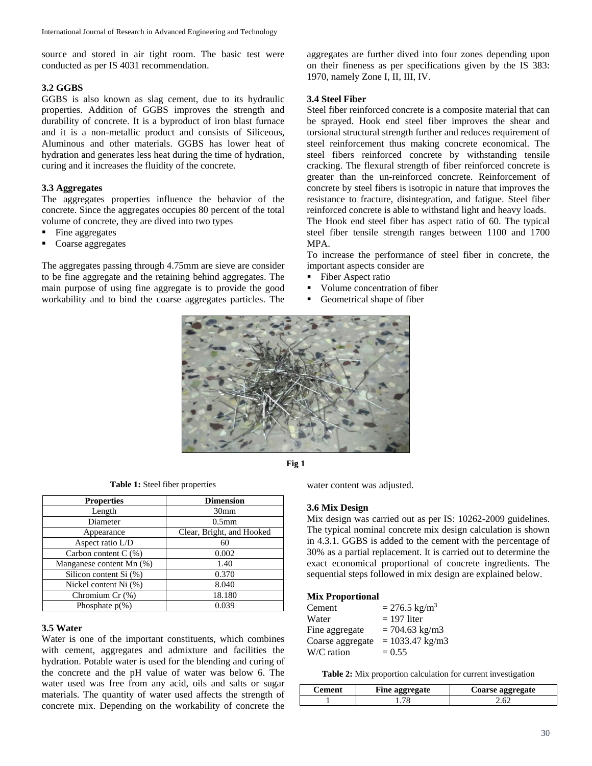source and stored in air tight room. The basic test were conducted as per IS 4031 recommendation.

### 3.2 GGBS

GGBS is also known as slag cement, due to its hydraulic properties. Addition of GGBS improves the strength and durability of concrete. It is a byproduct of iron blast furnace and it is a non-metallic product and consists of Siliceous, Aluminous and other materials. GGBS has lower heat of hydration and generates less heat during the time of hydration, curing and it increases the fluidity of the concrete.

### 3.3 Aggregates

The aggregates properties influence the behavior of the concrete. Since the aggregates occupies 80 percent of the total volume of concrete, they are dived into two types

- Fine aggregates
- Coarse aggregates

The aggregates passing through 4.75mm are sieve are consider to be fine aggregate and the retaining behind aggregates. The main purpose of using fine aggregate is to provide the good workability and to bind the coarse aggregates particles. The aggregates are further dived into four zones depending upon on their fineness as per specifications given by the IS 383: 1970, namely Zone I, II, III, IV.

### 3.4 Steel Fiber

Steel fiber reinforced concrete is a composite material that can be sprayed. Hook end steel fiber improves the shear and torsional structural strength further and reduces requirement of steel reinforcement thus making concrete economical. The steel fibers reinforced concrete by withstanding tensile cracking. The flexural strength of fiber reinforced concrete is greater than the un-reinforced concrete. Reinforcement of concrete by steel fibers is isotropic in nature that improves the resistance to fracture, disintegration, and fatigue. Steel fiber reinforced concrete is able to withstand light and heavy loads.

The Hook end steel fiber has aspect ratio of 60. The typical steel fiber tensile strength ranges between 1100 and 1700 MPA.

To increase the performance of steel fiber in concrete, the important aspects consider are

- Fiber Aspect ratio
- Volume concentration of fiber
- Geometrical shape of fiber

**Fig 1**

**Table 1:** Steel fiber properties

| Properties | Dimension |
|---|---|
| Length | 30mm |
| Diameter | 0.5mm |
| Appearance | Clear, Bright, and Hooked |
| Aspect ratio L/D | 60 |
| Carbon content C (%) | 0.002 |
| Manganese content Mn (%) | 1.40 |
| Silicon content Si (%) | 0.370 |
| Nickel content Ni (%) | 8.040 |
| Chromium Cr (%) | 18.180 |
| Phosphate p(%) | 0.039 |

### 3.5 Water

Water is one of the important constituents, which combines with cement, aggregates and admixture and facilities the hydration. Potable water is used for the blending and curing of the concrete and the pH value of water was below 6. The water used was free from any acid, oils and salts or sugar materials. The quantity of water used affects the strength of concrete mix. Depending on the workability of concrete the water content was adjusted.

### 3.6 Mix Design

Mix design was carried out as per IS: 10262-2009 guidelines. The typical nominal concrete mix design calculation is shown in 4.3.1. GGBS is added to the cement with the percentage of 30% as a partial replacement. It is carried out to determine the exact economical proportional of concrete ingredients. The sequential steps followed in mix design are explained below.

**Mix Proportional**

Cement = 276.5 kg/m$^3$
Water = 197 liter
Fine aggregate = 704.63 kg/m3
Coarse aggregate = 1033.47 kg/m3
W/C ration = 0.55

**Table 2:** Mix proportion calculation for current investigation

| Cement | Fine aggregate | Coarse aggregate |
|---|---|---|
| 1 | 1.78 | 2.62 |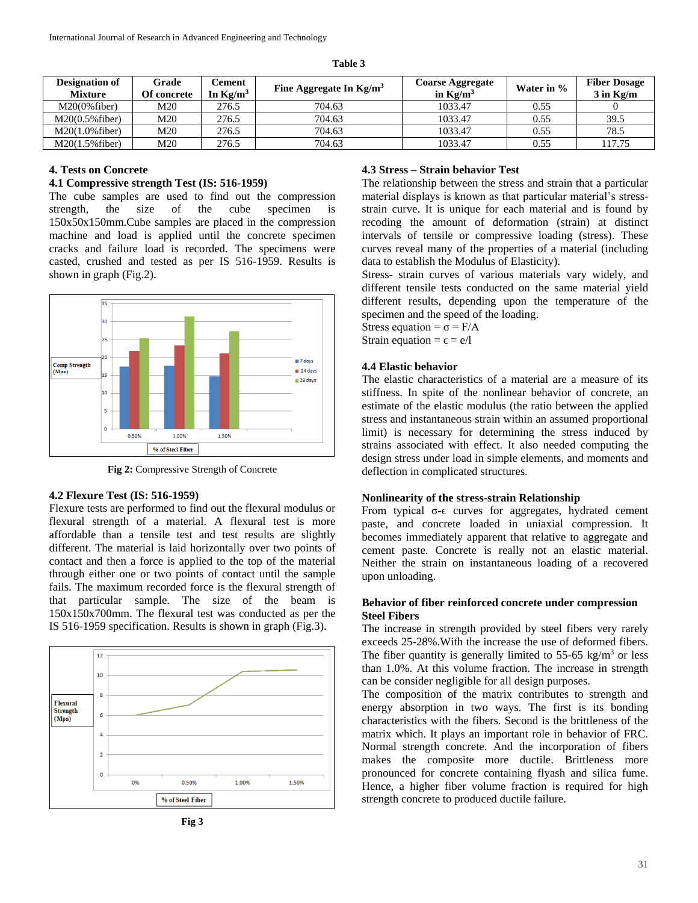**Table 3**

| Designation of Mixture | Grade Of concrete | Cement In $Kg/m^3$ | Fine Aggregate In $Kg/m^3$ | Coarse Aggregate in $Kg/m^3$ | Water in % | Fiber Dosage 3 in Kg/m |
|---|---|---|---|---|---|---|
| M20(0%fiber) | M20 | 276.5 | 704.63 | 1033.47 | 0.55 | 0 |
| M20(0.5%fiber) | M20 | 276.5 | 704.63 | 1033.47 | 0.55 | 39.5 |
| M20(1.0%fiber) | M20 | 276.5 | 704.63 | 1033.47 | 0.55 | 78.5 |
| M20(1.5%fiber) | M20 | 276.5 | 704.63 | 1033.47 | 0.55 | 117.75 |

## 4. Tests on Concrete

### 4.1 Compressive strength Test (IS: 516-1959)

The cube samples are used to find out the compression strength, the size of the cube specimen is 150x50x150mm.Cube samples are placed in the compression machine and load is applied until the concrete specimen cracks and failure load is recorded. The specimens were casted, crushed and tested as per IS 516-1959. Results is shown in graph (Fig.2).

**Fig 2:** Compressive Strength of Concrete

### 4.2 Flexure Test (IS: 516-1959)

Flexure tests are performed to find out the flexural modulus or flexural strength of a material. A flexural test is more affordable than a tensile test and test results are slightly different. The material is laid horizontally over two points of contact and then a force is applied to the top of the material through either one or two points of contact until the sample fails. The maximum recorded force is the flexural strength of that particular sample. The size of the beam is 150x150x700mm. The flexural test was conducted as per the IS 516-1959 specification. Results is shown in graph (Fig.3).

**Fig 3**

### 4.3 Stress – Strain behavior Test

The relationship between the stress and strain that a particular material displays is known as that particular material's stress-strain curve. It is unique for each material and is found by recoding the amount of deformation (strain) at distinct intervals of tensile or compressive loading (stress). These curves reveal many of the properties of a material (including data to establish the Modulus of Elasticity).

Stress- strain curves of various materials vary widely, and different tensile tests conducted on the same material yield different results, depending upon the temperature of the specimen and the speed of the loading.

Stress equation = $\sigma = F/A$

Strain equation = $\epsilon = e/l$

### 4.4 Elastic behavior

The elastic characteristics of a material are a measure of its stiffness. In spite of the nonlinear behavior of concrete, an estimate of the elastic modulus (the ratio between the applied stress and instantaneous strain within an assumed proportional limit) is necessary for determining the stress induced by strains associated with effect. It also needed computing the design stress under load in simple elements, and moments and deflection in complicated structures.

**Nonlinearity of the stress-strain Relationship**

From typical $\sigma$-$\epsilon$ curves for aggregates, hydrated cement paste, and concrete loaded in uniaxial compression. It becomes immediately apparent that relative to aggregate and cement paste. Concrete is really not an elastic material. Neither the strain on instantaneous loading of a recovered upon unloading.

**Behavior of fiber reinforced concrete under compression Steel Fibers**

The increase in strength provided by steel fibers very rarely exceeds 25-28%.With the increase the use of deformed fibers. The fiber quantity is generally limited to 55-65 $kg/m^3$ or less than 1.0%. At this volume fraction. The increase in strength can be consider negligible for all design purposes.

The composition of the matrix contributes to strength and energy absorption in two ways. The first is its bonding characteristics with the fibers. Second is the brittleness of the matrix which. It plays an important role in behavior of FRC. Normal strength concrete. And the incorporation of fibers makes the composite more ductile. Brittleness more pronounced for concrete containing flyash and silica fume. Hence, a higher fiber volume fraction is required for high strength concrete to produced ductile failure.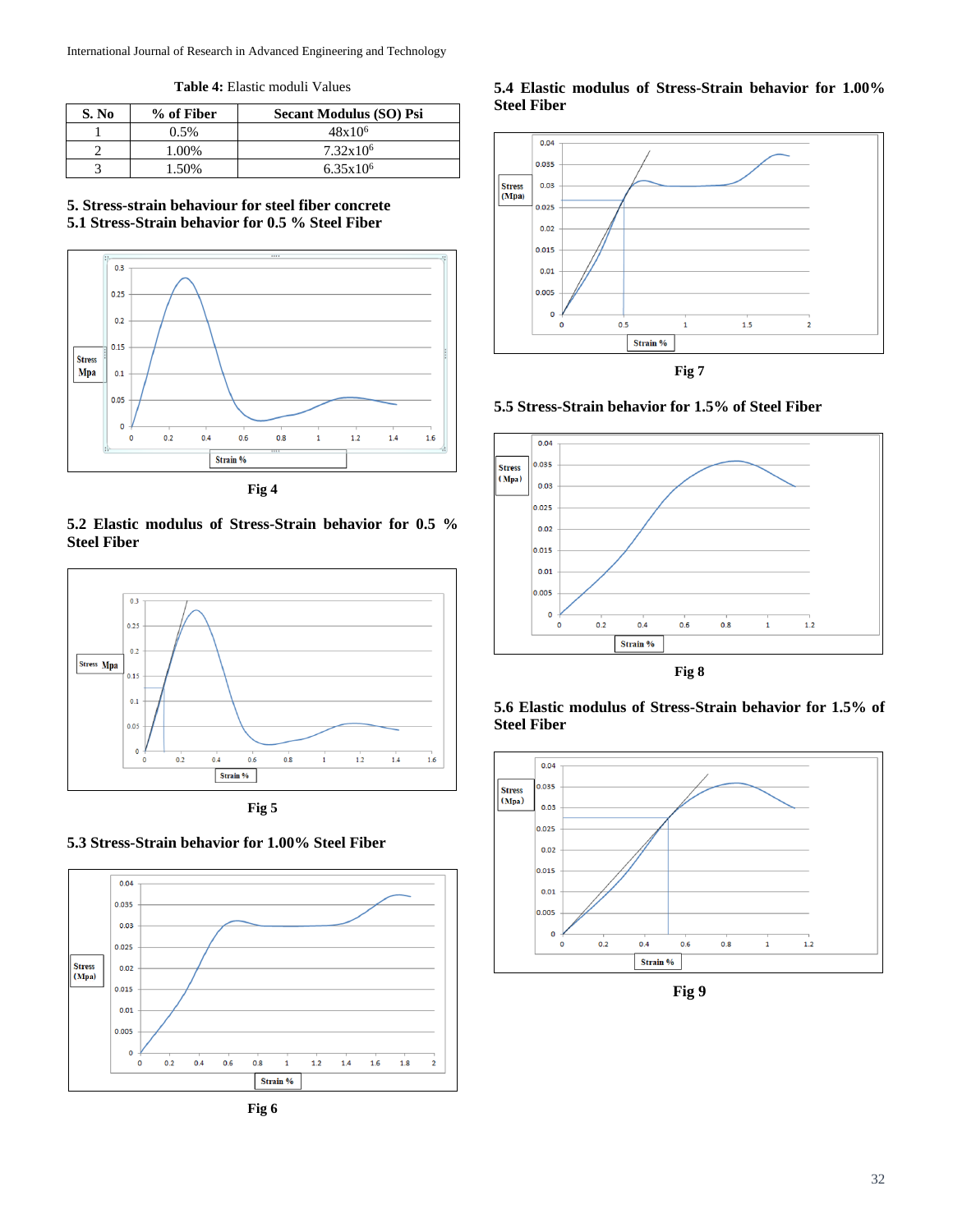**Table 4:** Elastic moduli Values

| S. No | % of Fiber | Secant Modulus (SO) Psi |
|---|---|---|
| 1 | 0.5% | $48x10^6$ |
| 2 | 1.00% | $7.32x10^6$ |
| 3 | 1.50% | $6.35x10^6$ |

## 5. Stress-strain behaviour for steel fiber concrete

### 5.1 Stress-Strain behavior for 0.5 % Steel Fiber

Fig 4

### 5.2 Elastic modulus of Stress-Strain behavior for 0.5 % Steel Fiber

Fig 5

### 5.3 Stress-Strain behavior for 1.00% Steel Fiber

Fig 6

### 5.4 Elastic modulus of Stress-Strain behavior for 1.00% Steel Fiber

Fig 7

### 5.5 Stress-Strain behavior for 1.5% of Steel Fiber

Fig 8

### 5.6 Elastic modulus of Stress-Strain behavior for 1.5% of Steel Fiber

Fig 9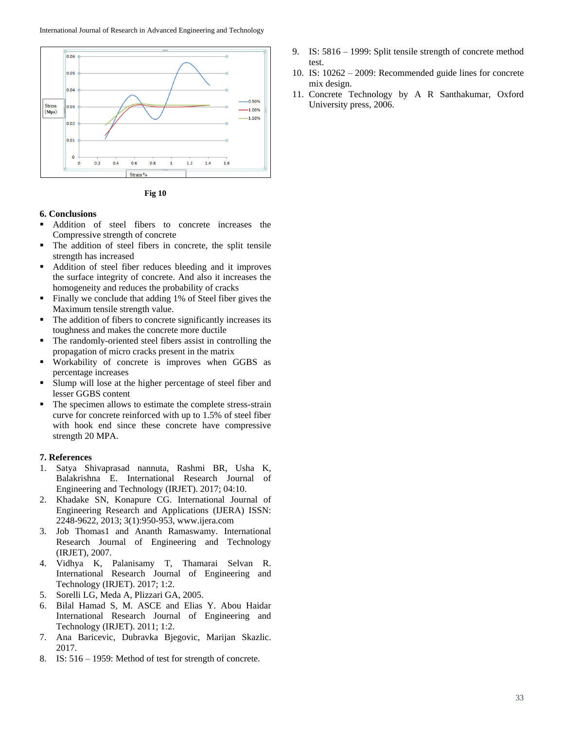Stress (Mpa)

0.06
0.05
0.04
0.03
0.02
0.01
0

0 0.2 0.4 0.6 0.8 1 1.2 1.4 1.6

Strain %

0.50%
1.00%
1.50%

**Fig 10**

## 6. Conclusions

- Addition of steel fibers to concrete increases the Compressive strength of concrete
- The addition of steel fibers in concrete, the split tensile strength has increased
- Addition of steel fiber reduces bleeding and it improves the surface integrity of concrete. And also it increases the homogeneity and reduces the probability of cracks
- Finally we conclude that adding 1% of Steel fiber gives the Maximum tensile strength value.
- The addition of fibers to concrete significantly increases its toughness and makes the concrete more ductile
- The randomly-oriented steel fibers assist in controlling the propagation of micro cracks present in the matrix
- Workability of concrete is improves when GGBS as percentage increases
- Slump will lose at the higher percentage of steel fiber and lesser GGBS content
- The specimen allows to estimate the complete stress-strain curve for concrete reinforced with up to 1.5% of steel fiber with hook end since these concrete have compressive strength 20 MPA.

## 7. References

1. Satya Shivaprasad nannuta, Rashmi BR, Usha K, Balakrishna E. International Research Journal of Engineering and Technology (IRJET). 2017; 04:10.
2. Khadake SN, Konapure CG. International Journal of Engineering Research and Applications (IJERA) ISSN: 2248-9622, 2013; 3(1):950-953, www.ijera.com
3. Job Thomas1 and Ananth Ramaswamy. International Research Journal of Engineering and Technology (IRJET), 2007.
4. Vidhya K, Palanisamy T, Thamarai Selvan R. International Research Journal of Engineering and Technology (IRJET). 2017; 1:2.
5. Sorelli LG, Meda A, Plizzari GA, 2005.
6. Bilal Hamad S, M. ASCE and Elias Y. Abou Haidar International Research Journal of Engineering and Technology (IRJET). 2011; 1:2.
7. Ana Baricevic, Dubravka Bjegovic, Marijan Skazlic. 2017.
8. IS: 516 – 1959: Method of test for strength of concrete.
9. IS: 5816 – 1999: Split tensile strength of concrete method test.
10. IS: 10262 – 2009: Recommended guide lines for concrete mix design.
11. Concrete Technology by A R Santhakumar, Oxford University press, 2006.